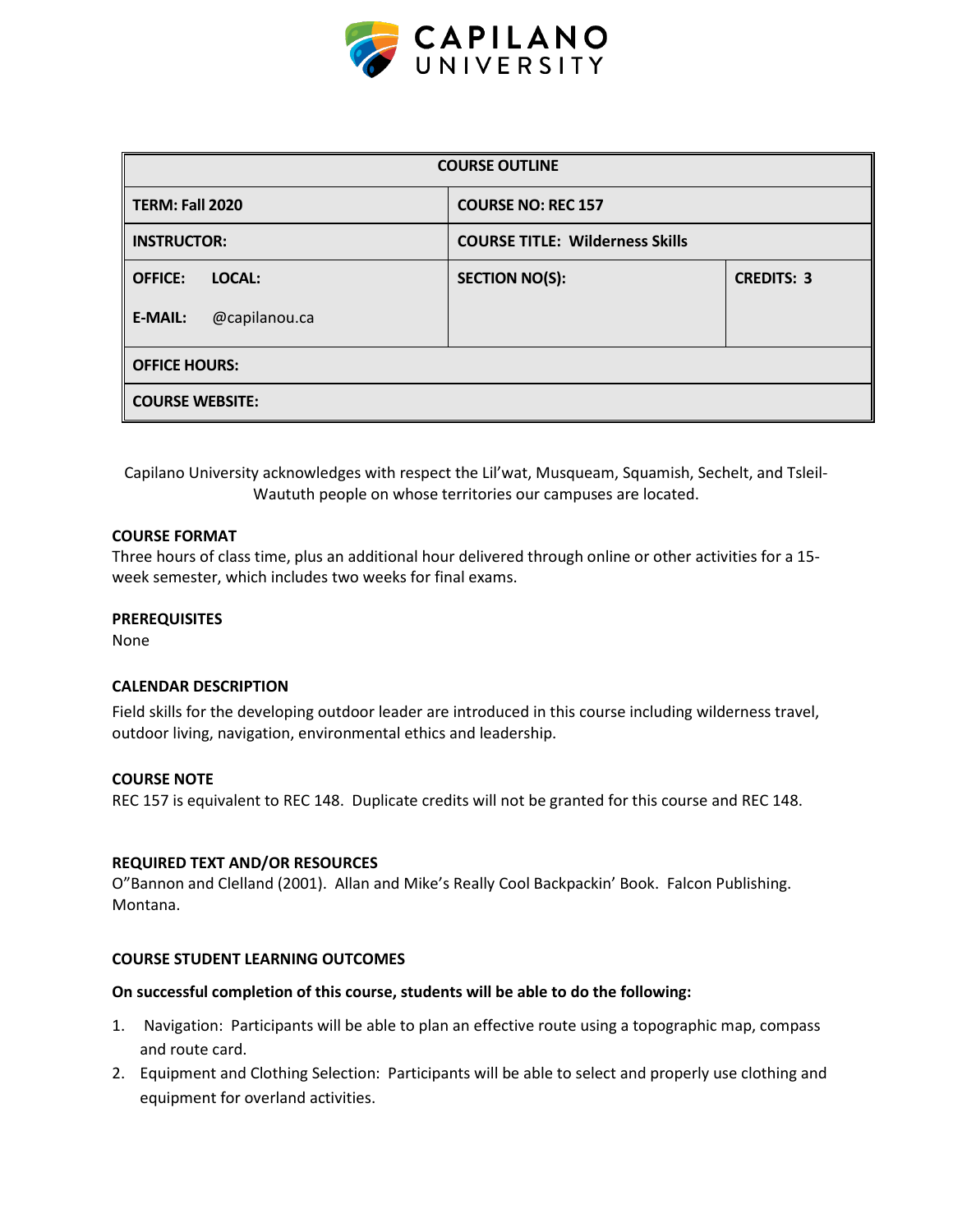CAPILANO UNIVERSITY

| COURSE OUTLINE | | |
|---|---|---|
| **TERM: Fall 2020** | **COURSE NO: REC 157** | |
| **INSTRUCTOR:** | **COURSE TITLE: Wilderness Skills** | |
| **OFFICE: LOCAL:**<br>**E-MAIL:** @capilanou.ca | **SECTION NO(S):** | **CREDITS: 3** |
| **OFFICE HOURS:** | | |
| **COURSE WEBSITE:** | | |

Capilano University acknowledges with respect the Lil'wat, Musqueam, Squamish, Sechelt, and Tsleil-Waututh people on whose territories our campuses are located.

### COURSE FORMAT

Three hours of class time, plus an additional hour delivered through online or other activities for a 15-week semester, which includes two weeks for final exams.

### PREREQUISITES

None

### CALENDAR DESCRIPTION

Field skills for the developing outdoor leader are introduced in this course including wilderness travel, outdoor living, navigation, environmental ethics and leadership.

### COURSE NOTE

REC 157 is equivalent to REC 148. Duplicate credits will not be granted for this course and REC 148.

### REQUIRED TEXT AND/OR RESOURCES

O"Bannon and Clelland (2001). Allan and Mike's Really Cool Backpackin' Book. Falcon Publishing. Montana.

### COURSE STUDENT LEARNING OUTCOMES

**On successful completion of this course, students will be able to do the following:**

1. Navigation: Participants will be able to plan an effective route using a topographic map, compass and route card.
2. Equipment and Clothing Selection: Participants will be able to select and properly use clothing and equipment for overland activities.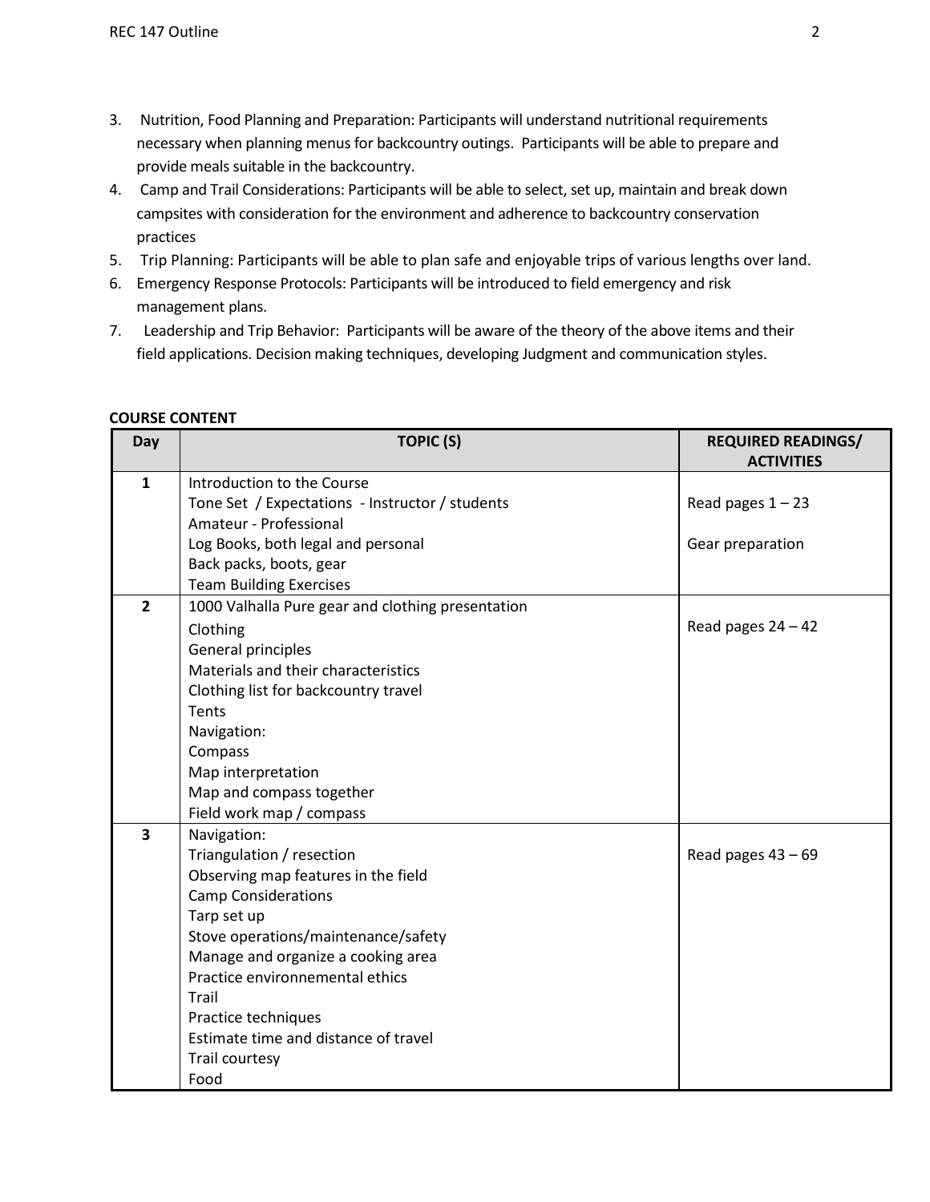3. Nutrition, Food Planning and Preparation: Participants will understand nutritional requirements necessary when planning menus for backcountry outings. Participants will be able to prepare and provide meals suitable in the backcountry.
4. Camp and Trail Considerations: Participants will be able to select, set up, maintain and break down campsites with consideration for the environment and adherence to backcountry conservation practices
5. Trip Planning: Participants will be able to plan safe and enjoyable trips of various lengths over land.
6. Emergency Response Protocols: Participants will be introduced to field emergency and risk management plans.
7. Leadership and Trip Behavior: Participants will be aware of the theory of the above items and their field applications. Decision making techniques, developing Judgment and communication styles.

**COURSE CONTENT**

| Day | TOPIC (S) | REQUIRED READINGS/ ACTIVITIES |
|---|---|---|
| **1** | Introduction to the Course<br>Tone Set / Expectations - Instructor / students<br>Amateur - Professional<br>Log Books, both legal and personal<br>Back packs, boots, gear<br>Team Building Exercises | Read pages 1 – 23<br><br>Gear preparation |
| **2** | 1000 Valhalla Pure gear and clothing presentation<br>Clothing<br>General principles<br>Materials and their characteristics<br>Clothing list for backcountry travel<br>Tents<br>Navigation:<br>Compass<br>Map interpretation<br>Map and compass together<br>Field work map / compass | Read pages 24 – 42 |
| **3** | Navigation:<br>Triangulation / resection<br>Observing map features in the field<br>Camp Considerations<br>Tarp set up<br>Stove operations/maintenance/safety<br>Manage and organize a cooking area<br>Practice environnemental ethics<br>Trail<br>Practice techniques<br>Estimate time and distance of travel<br>Trail courtesy<br>Food | Read pages 43 – 69 |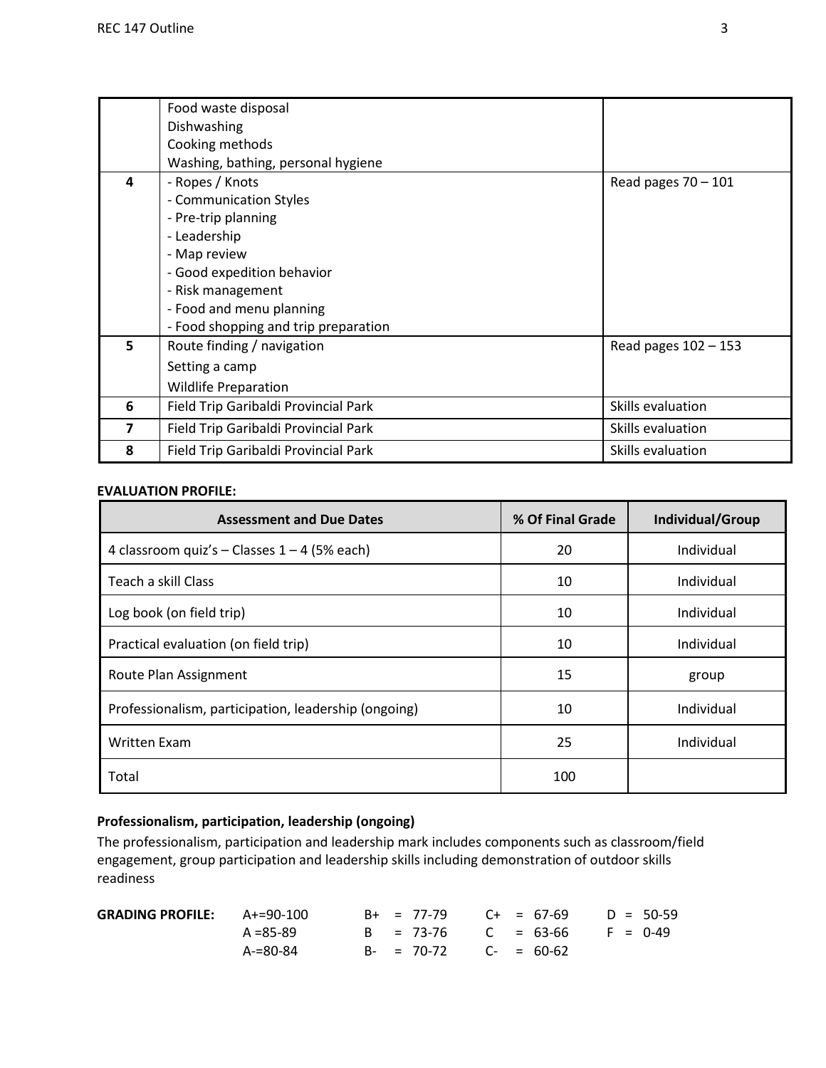| | | |
|---|---|---|
| | Food waste disposal<br>Dishwashing<br>Cooking methods<br>Washing, bathing, personal hygiene | |
| **4** | - Ropes / Knots<br>- Communication Styles<br>- Pre-trip planning<br>- Leadership<br>- Map review<br>- Good expedition behavior<br>- Risk management<br>- Food and menu planning<br>- Food shopping and trip preparation | Read pages 70 – 101 |
| **5** | Route finding / navigation<br>Setting a camp<br>Wildlife Preparation | Read pages 102 – 153 |
| **6** | Field Trip Garibaldi Provincial Park | Skills evaluation |
| **7** | Field Trip Garibaldi Provincial Park | Skills evaluation |
| **8** | Field Trip Garibaldi Provincial Park | Skills evaluation |

**EVALUATION PROFILE:**

| Assessment and Due Dates | % Of Final Grade | Individual/Group |
|---|---|---|
| 4 classroom quiz's – Classes 1 – 4 (5% each) | 20 | Individual |
| Teach a skill Class | 10 | Individual |
| Log book (on field trip) | 10 | Individual |
| Practical evaluation (on field trip) | 10 | Individual |
| Route Plan Assignment | 15 | group |
| Professionalism, participation, leadership (ongoing) | 10 | Individual |
| Written Exam | 25 | Individual |
| Total | 100 | |

**Professionalism, participation, leadership (ongoing)**

The professionalism, participation and leadership mark includes components such as classroom/field engagement, group participation and leadership skills including demonstration of outdoor skills readiness

**GRADING PROFILE:**

| | | | |
|---|---|---|---|
| A+=90-100 | B+ = 77-79 | C+ = 67-69 | D = 50-59 |
| A =85-89 | B = 73-76 | C = 63-66 | F = 0-49 |
| A-=80-84 | B- = 70-72 | C- = 60-62 | |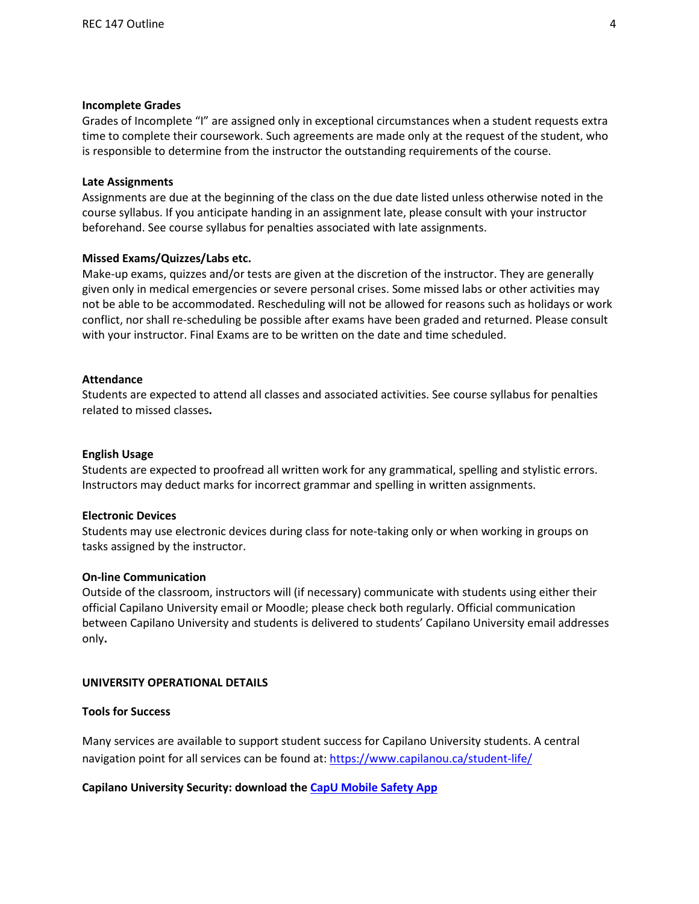**Incomplete Grades**

Grades of Incomplete "I" are assigned only in exceptional circumstances when a student requests extra time to complete their coursework. Such agreements are made only at the request of the student, who is responsible to determine from the instructor the outstanding requirements of the course.

**Late Assignments**

Assignments are due at the beginning of the class on the due date listed unless otherwise noted in the course syllabus. If you anticipate handing in an assignment late, please consult with your instructor beforehand. See course syllabus for penalties associated with late assignments.

**Missed Exams/Quizzes/Labs etc.**

Make-up exams, quizzes and/or tests are given at the discretion of the instructor. They are generally given only in medical emergencies or severe personal crises. Some missed labs or other activities may not be able to be accommodated. Rescheduling will not be allowed for reasons such as holidays or work conflict, nor shall re-scheduling be possible after exams have been graded and returned. Please consult with your instructor. Final Exams are to be written on the date and time scheduled.

**Attendance**

Students are expected to attend all classes and associated activities. See course syllabus for penalties related to missed classes**.**

**English Usage**

Students are expected to proofread all written work for any grammatical, spelling and stylistic errors. Instructors may deduct marks for incorrect grammar and spelling in written assignments.

**Electronic Devices**

Students may use electronic devices during class for note-taking only or when working in groups on tasks assigned by the instructor.

**On-line Communication**

Outside of the classroom, instructors will (if necessary) communicate with students using either their official Capilano University email or Moodle; please check both regularly. Official communication between Capilano University and students is delivered to students' Capilano University email addresses only**.**

**UNIVERSITY OPERATIONAL DETAILS**

**Tools for Success**

Many services are available to support student success for Capilano University students. A central navigation point for all services can be found at: https://www.capilanou.ca/student-life/

**Capilano University Security: download the CapU Mobile Safety App**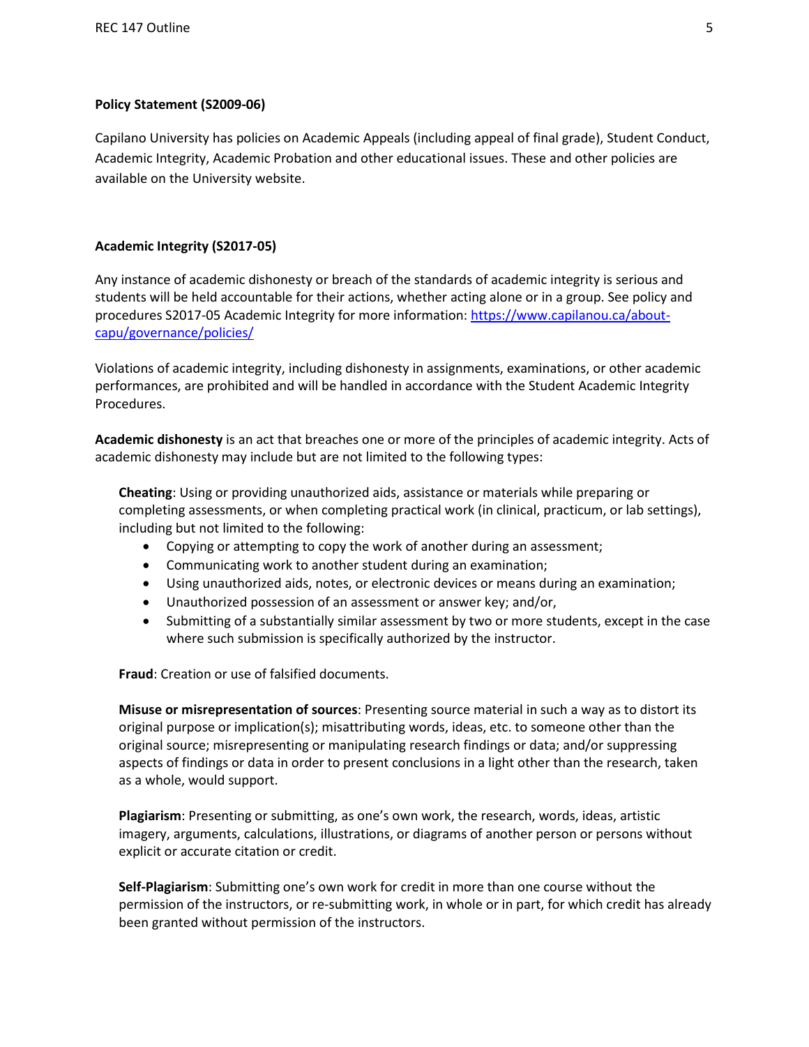**Policy Statement (S2009-06)**

Capilano University has policies on Academic Appeals (including appeal of final grade), Student Conduct, Academic Integrity, Academic Probation and other educational issues. These and other policies are available on the University website.

**Academic Integrity (S2017-05)**

Any instance of academic dishonesty or breach of the standards of academic integrity is serious and students will be held accountable for their actions, whether acting alone or in a group. See policy and procedures S2017-05 Academic Integrity for more information: [https://www.capilanou.ca/about-capu/governance/policies/](https://www.capilanou.ca/about-capu/governance/policies/)

Violations of academic integrity, including dishonesty in assignments, examinations, or other academic performances, are prohibited and will be handled in accordance with the Student Academic Integrity Procedures.

**Academic dishonesty** is an act that breaches one or more of the principles of academic integrity. Acts of academic dishonesty may include but are not limited to the following types:

**Cheating**: Using or providing unauthorized aids, assistance or materials while preparing or completing assessments, or when completing practical work (in clinical, practicum, or lab settings), including but not limited to the following:

- Copying or attempting to copy the work of another during an assessment;
- Communicating work to another student during an examination;
- Using unauthorized aids, notes, or electronic devices or means during an examination;
- Unauthorized possession of an assessment or answer key; and/or,
- Submitting of a substantially similar assessment by two or more students, except in the case where such submission is specifically authorized by the instructor.

**Fraud**: Creation or use of falsified documents.

**Misuse or misrepresentation of sources**: Presenting source material in such a way as to distort its original purpose or implication(s); misattributing words, ideas, etc. to someone other than the original source; misrepresenting or manipulating research findings or data; and/or suppressing aspects of findings or data in order to present conclusions in a light other than the research, taken as a whole, would support.

**Plagiarism**: Presenting or submitting, as one's own work, the research, words, ideas, artistic imagery, arguments, calculations, illustrations, or diagrams of another person or persons without explicit or accurate citation or credit.

**Self-Plagiarism**: Submitting one's own work for credit in more than one course without the permission of the instructors, or re-submitting work, in whole or in part, for which credit has already been granted without permission of the instructors.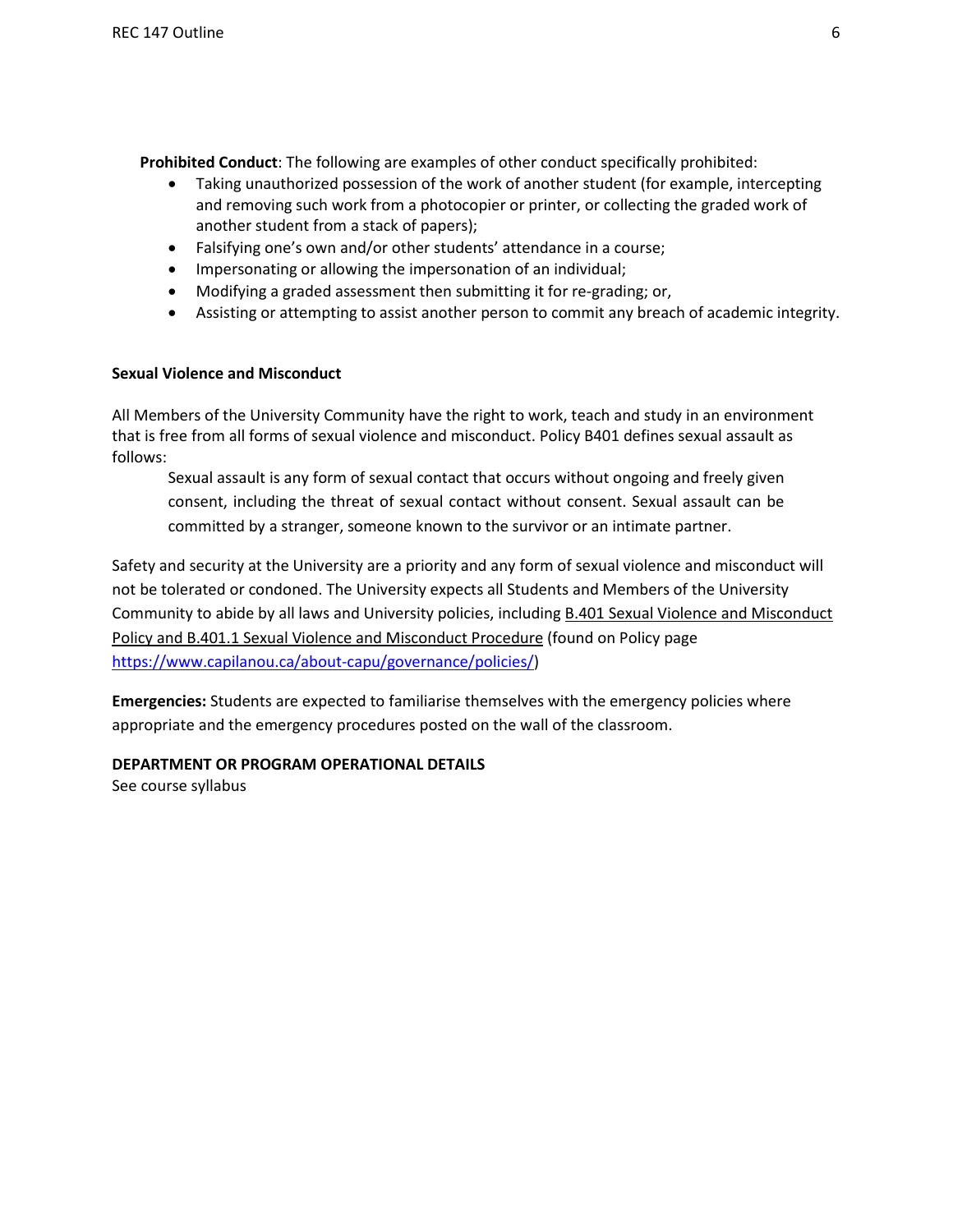**Prohibited Conduct**: The following are examples of other conduct specifically prohibited:

- Taking unauthorized possession of the work of another student (for example, intercepting and removing such work from a photocopier or printer, or collecting the graded work of another student from a stack of papers);
- Falsifying one's own and/or other students' attendance in a course;
- Impersonating or allowing the impersonation of an individual;
- Modifying a graded assessment then submitting it for re-grading; or,
- Assisting or attempting to assist another person to commit any breach of academic integrity.

**Sexual Violence and Misconduct**

All Members of the University Community have the right to work, teach and study in an environment that is free from all forms of sexual violence and misconduct. Policy B401 defines sexual assault as follows:

> Sexual assault is any form of sexual contact that occurs without ongoing and freely given consent, including the threat of sexual contact without consent. Sexual assault can be committed by a stranger, someone known to the survivor or an intimate partner.

Safety and security at the University are a priority and any form of sexual violence and misconduct will not be tolerated or condoned. The University expects all Students and Members of the University Community to abide by all laws and University policies, including B.401 Sexual Violence and Misconduct Policy and B.401.1 Sexual Violence and Misconduct Procedure (found on Policy page https://www.capilanou.ca/about-capu/governance/policies/)

**Emergencies:** Students are expected to familiarise themselves with the emergency policies where appropriate and the emergency procedures posted on the wall of the classroom.

**DEPARTMENT OR PROGRAM OPERATIONAL DETAILS**

See course syllabus